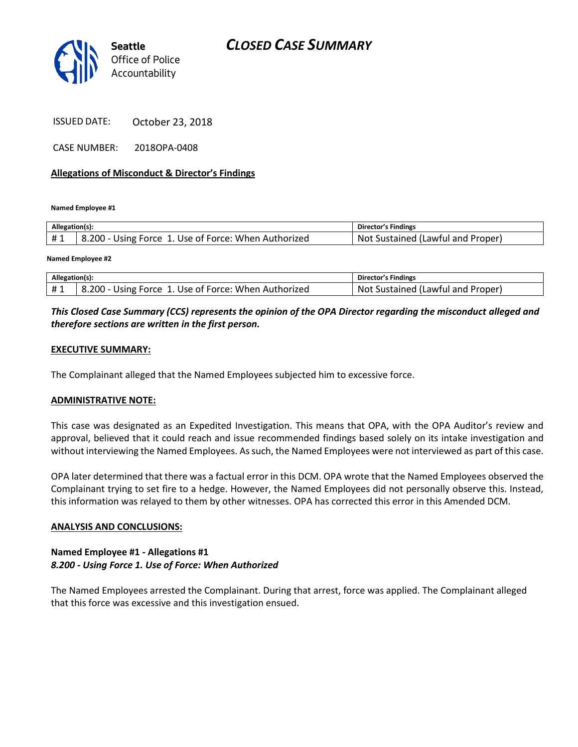Seattle
Office of Police
Accountability

# CLOSED CASE SUMMARY

ISSUED DATE: October 23, 2018

CASE NUMBER: 2018OPA-0408

## Allegations of Misconduct & Director's Findings

**Named Employee #1**

| Allegation(s): | | Director's Findings |
|---|---|---|
| # 1 | 8.200 - Using Force 1. Use of Force: When Authorized | Not Sustained (Lawful and Proper) |

**Named Employee #2**

| Allegation(s): | | Director's Findings |
|---|---|---|
| # 1 | 8.200 - Using Force 1. Use of Force: When Authorized | Not Sustained (Lawful and Proper) |

***This Closed Case Summary (CCS) represents the opinion of the OPA Director regarding the misconduct alleged and therefore sections are written in the first person.***

## EXECUTIVE SUMMARY:

The Complainant alleged that the Named Employees subjected him to excessive force.

## ADMINISTRATIVE NOTE:

This case was designated as an Expedited Investigation. This means that OPA, with the OPA Auditor's review and approval, believed that it could reach and issue recommended findings based solely on its intake investigation and without interviewing the Named Employees. As such, the Named Employees were not interviewed as part of this case.

OPA later determined that there was a factual error in this DCM. OPA wrote that the Named Employees observed the Complainant trying to set fire to a hedge. However, the Named Employees did not personally observe this. Instead, this information was relayed to them by other witnesses. OPA has corrected this error in this Amended DCM.

## ANALYSIS AND CONCLUSIONS:

**Named Employee #1 - Allegations #1**
***8.200 - Using Force 1. Use of Force: When Authorized***

The Named Employees arrested the Complainant. During that arrest, force was applied. The Complainant alleged that this force was excessive and this investigation ensued.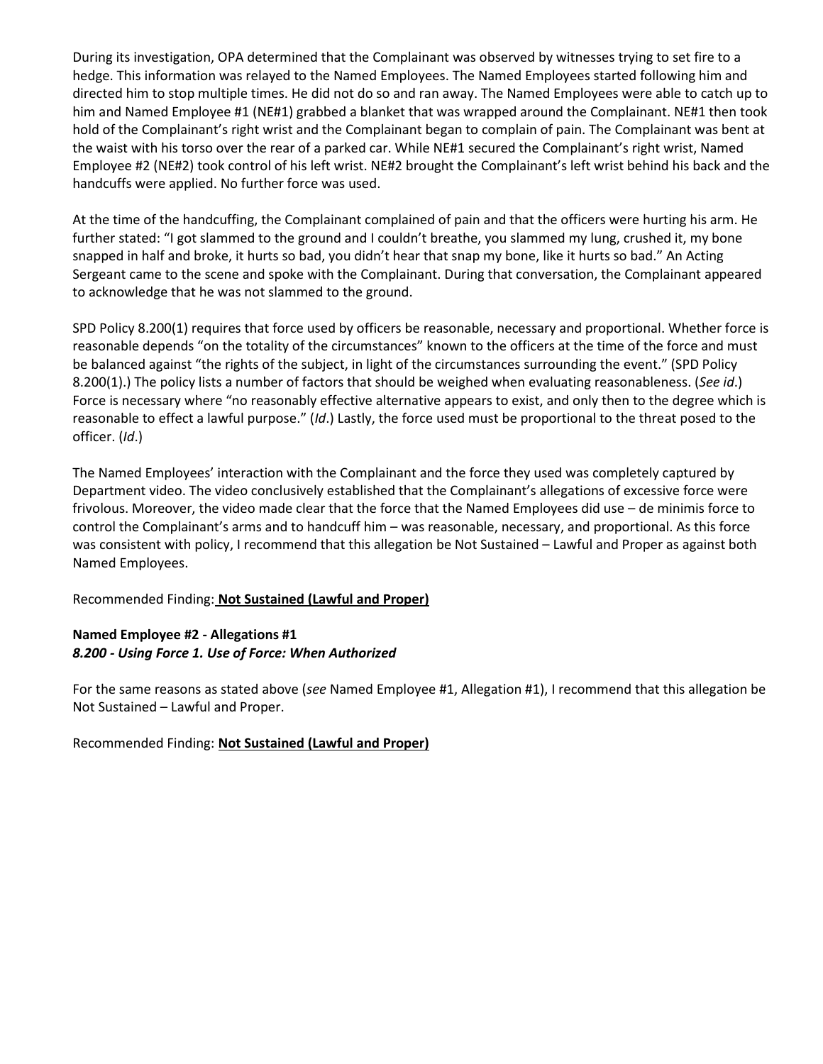During its investigation, OPA determined that the Complainant was observed by witnesses trying to set fire to a hedge. This information was relayed to the Named Employees. The Named Employees started following him and directed him to stop multiple times. He did not do so and ran away. The Named Employees were able to catch up to him and Named Employee #1 (NE#1) grabbed a blanket that was wrapped around the Complainant. NE#1 then took hold of the Complainant's right wrist and the Complainant began to complain of pain. The Complainant was bent at the waist with his torso over the rear of a parked car. While NE#1 secured the Complainant's right wrist, Named Employee #2 (NE#2) took control of his left wrist. NE#2 brought the Complainant's left wrist behind his back and the handcuffs were applied. No further force was used.

At the time of the handcuffing, the Complainant complained of pain and that the officers were hurting his arm. He further stated: "I got slammed to the ground and I couldn't breathe, you slammed my lung, crushed it, my bone snapped in half and broke, it hurts so bad, you didn't hear that snap my bone, like it hurts so bad." An Acting Sergeant came to the scene and spoke with the Complainant. During that conversation, the Complainant appeared to acknowledge that he was not slammed to the ground.

SPD Policy 8.200(1) requires that force used by officers be reasonable, necessary and proportional. Whether force is reasonable depends "on the totality of the circumstances" known to the officers at the time of the force and must be balanced against "the rights of the subject, in light of the circumstances surrounding the event." (SPD Policy 8.200(1).) The policy lists a number of factors that should be weighed when evaluating reasonableness. (*See id.*) Force is necessary where "no reasonably effective alternative appears to exist, and only then to the degree which is reasonable to effect a lawful purpose." (*Id.*) Lastly, the force used must be proportional to the threat posed to the officer. (*Id.*)

The Named Employees' interaction with the Complainant and the force they used was completely captured by Department video. The video conclusively established that the Complainant's allegations of excessive force were frivolous. Moreover, the video made clear that the force that the Named Employees did use – de minimis force to control the Complainant's arms and to handcuff him – was reasonable, necessary, and proportional. As this force was consistent with policy, I recommend that this allegation be Not Sustained – Lawful and Proper as against both Named Employees.

Recommended Finding: **Not Sustained (Lawful and Proper)**

**Named Employee #2 - Allegations #1**
***8.200 - Using Force 1. Use of Force: When Authorized***

For the same reasons as stated above (*see* Named Employee #1, Allegation #1), I recommend that this allegation be Not Sustained – Lawful and Proper.

Recommended Finding: **Not Sustained (Lawful and Proper)**